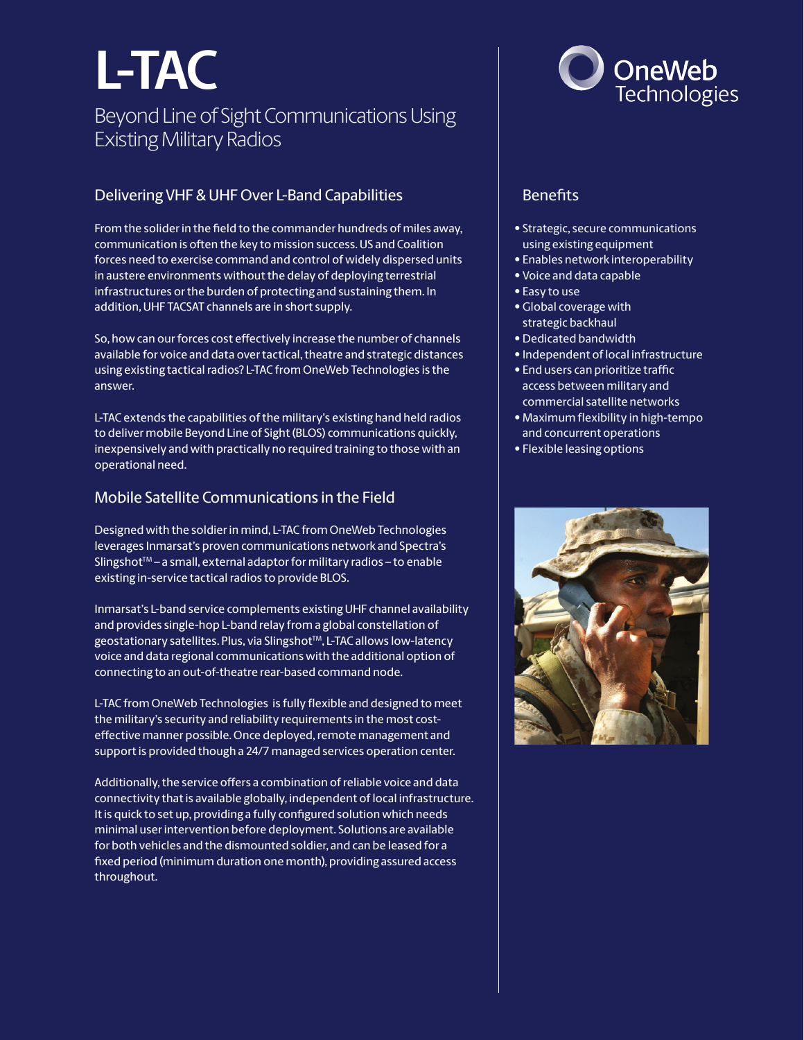# L-TAC

Beyond Line of Sight Communications Using Existing Military Radios

OneWeb Technologies

## Delivering VHF & UHF Over L-Band Capabilities

From the solider in the field to the commander hundreds of miles away, communication is often the key to mission success. US and Coalition forces need to exercise command and control of widely dispersed units in austere environments without the delay of deploying terrestrial infrastructures or the burden of protecting and sustaining them. In addition, UHF TACSAT channels are in short supply.

So, how can our forces cost effectively increase the number of channels available for voice and data over tactical, theatre and strategic distances using existing tactical radios? L-TAC from OneWeb Technologies is the answer.

L-TAC extends the capabilities of the military's existing hand held radios to deliver mobile Beyond Line of Sight (BLOS) communications quickly, inexpensively and with practically no required training to those with an operational need.

## Mobile Satellite Communications in the Field

Designed with the soldier in mind, L-TAC from OneWeb Technologies leverages Inmarsat's proven communications network and Spectra's Slingshot™ – a small, external adaptor for military radios – to enable existing in-service tactical radios to provide BLOS.

Inmarsat's L-band service complements existing UHF channel availability and provides single-hop L-band relay from a global constellation of geostationary satellites. Plus, via Slingshot™, L-TAC allows low-latency voice and data regional communications with the additional option of connecting to an out-of-theatre rear-based command node.

L-TAC from OneWeb Technologies is fully flexible and designed to meet the military's security and reliability requirements in the most cost-effective manner possible. Once deployed, remote management and support is provided though a 24/7 managed services operation center.

Additionally, the service offers a combination of reliable voice and data connectivity that is available globally, independent of local infrastructure. It is quick to set up, providing a fully configured solution which needs minimal user intervention before deployment. Solutions are available for both vehicles and the dismounted soldier, and can be leased for a fixed period (minimum duration one month), providing assured access throughout.

## Benefits

- Strategic, secure communications using existing equipment
- Enables network interoperability
- Voice and data capable
- Easy to use
- Global coverage with strategic backhaul
- Dedicated bandwidth
- Independent of local infrastructure
- End users can prioritize traffic access between military and commercial satellite networks
- Maximum flexibility in high-tempo and concurrent operations
- Flexible leasing options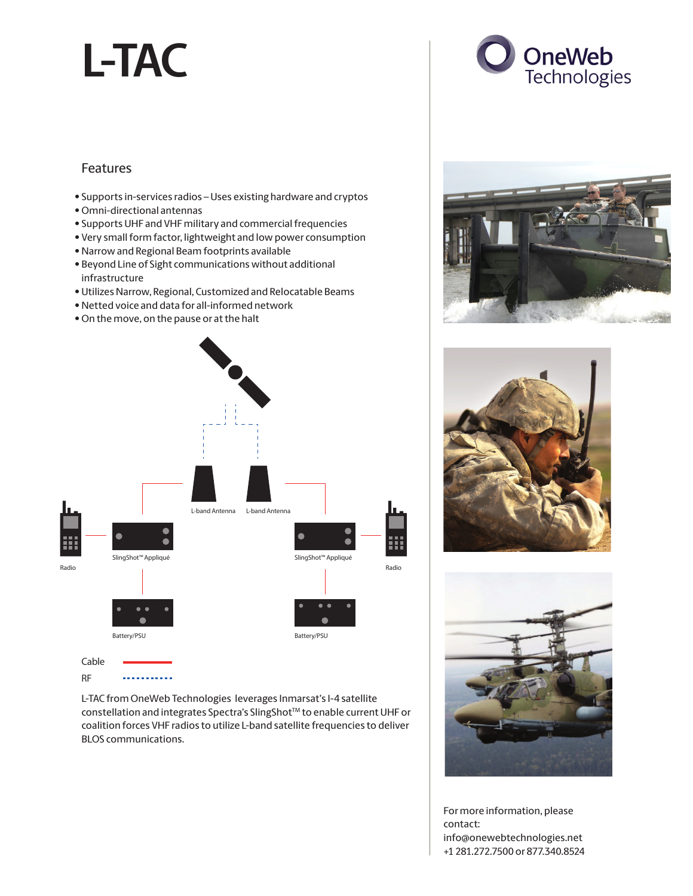# L-TAC

OneWeb Technologies

## Features

- Supports in-services radios – Uses existing hardware and cryptos
- Omni-directional antennas
- Supports UHF and VHF military and commercial frequencies
- Very small form factor, lightweight and low power consumption
- Narrow and Regional Beam footprints available
- Beyond Line of Sight communications without additional infrastructure
- Utilizes Narrow, Regional, Customized and Relocatable Beams
- Netted voice and data for all-informed network
- On the move, on the pause or at the halt

L-band Antenna
L-band Antenna
Radio
SlingShot™ Appliqué
SlingShot™ Appliqué
Radio
Battery/PSU
Battery/PSU
Cable
RF

L-TAC from OneWeb Technologies leverages Inmarsat's I-4 satellite constellation and integrates Spectra's SlingShot™ to enable current UHF or coalition forces VHF radios to utilize L-band satellite frequencies to deliver BLOS communications.

For more information, please contact:
info@onewebtechnologies.net
+1 281.272.7500 or 877.340.8524